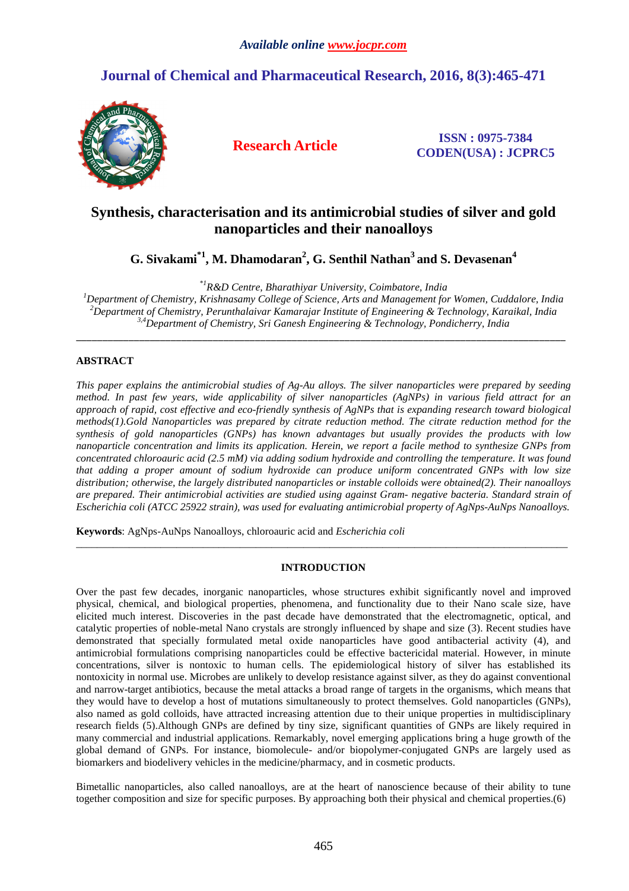# Synthesis, characterisation and its antimicrobial studies of silver and gold nanoparticles and their nanoalloys

**G. Sivakami*[1], M. Dhamodaran[2], G. Senthil Nathan[3] and S. Devasenan[4]**

*[*1]R&D Centre, Bharathiyar University, Coimbatore, India*
*[1]Department of Chemistry, Krishnasamy College of Science, Arts and Management for Women, Cuddalore, India*
*[2]Department of Chemistry, Perunthalaivar Kamarajar Institute of Engineering & Technology, Karaikal, India*
*[3,4]Department of Chemistry, Sri Ganesh Engineering & Technology, Pondicherry, India*

---

## ABSTRACT

*This paper explains the antimicrobial studies of Ag-Au alloys. The silver nanoparticles were prepared by seeding method. In past few years, wide applicability of silver nanoparticles (AgNPs) in various field attract for an approach of rapid, cost effective and eco-friendly synthesis of AgNPs that is expanding research toward biological methods(1).Gold Nanoparticles was prepared by citrate reduction method. The citrate reduction method for the synthesis of gold nanoparticles (GNPs) has known advantages but usually provides the products with low nanoparticle concentration and limits its application. Herein, we report a facile method to synthesize GNPs from concentrated chloroauric acid (2.5 mM) via adding sodium hydroxide and controlling the temperature. It was found that adding a proper amount of sodium hydroxide can produce uniform concentrated GNPs with low size distribution; otherwise, the largely distributed nanoparticles or instable colloids were obtained(2). Their nanoalloys are prepared. Their antimicrobial activities are studied using against Gram- negative bacteria. Standard strain of Escherichia coli (ATCC 25922 strain), was used for evaluating antimicrobial property of AgNps-AuNps Nanoalloys.*

**Keywords**: AgNps-AuNps Nanoalloys, chloroauric acid and *Escherichia coli*

---

## INTRODUCTION

Over the past few decades, inorganic nanoparticles, whose structures exhibit significantly novel and improved physical, chemical, and biological properties, phenomena, and functionality due to their Nano scale size, have elicited much interest. Discoveries in the past decade have demonstrated that the electromagnetic, optical, and catalytic properties of noble-metal Nano crystals are strongly influenced by shape and size (3). Recent studies have demonstrated that specially formulated metal oxide nanoparticles have good antibacterial activity (4), and antimicrobial formulations comprising nanoparticles could be effective bactericidal material. However, in minute concentrations, silver is nontoxic to human cells. The epidemiological history of silver has established its nontoxicity in normal use. Microbes are unlikely to develop resistance against silver, as they do against conventional and narrow-target antibiotics, because the metal attacks a broad range of targets in the organisms, which means that they would have to develop a host of mutations simultaneously to protect themselves. Gold nanoparticles (GNPs), also named as gold colloids, have attracted increasing attention due to their unique properties in multidisciplinary research fields (5).Although GNPs are defined by tiny size, significant quantities of GNPs are likely required in many commercial and industrial applications. Remarkably, novel emerging applications bring a huge growth of the global demand of GNPs. For instance, biomolecule- and/or biopolymer-conjugated GNPs are largely used as biomarkers and biodelivery vehicles in the medicine/pharmacy, and in cosmetic products.

Bimetallic nanoparticles, also called nanoalloys, are at the heart of nanoscience because of their ability to tune together composition and size for specific purposes. By approaching both their physical and chemical properties.(6)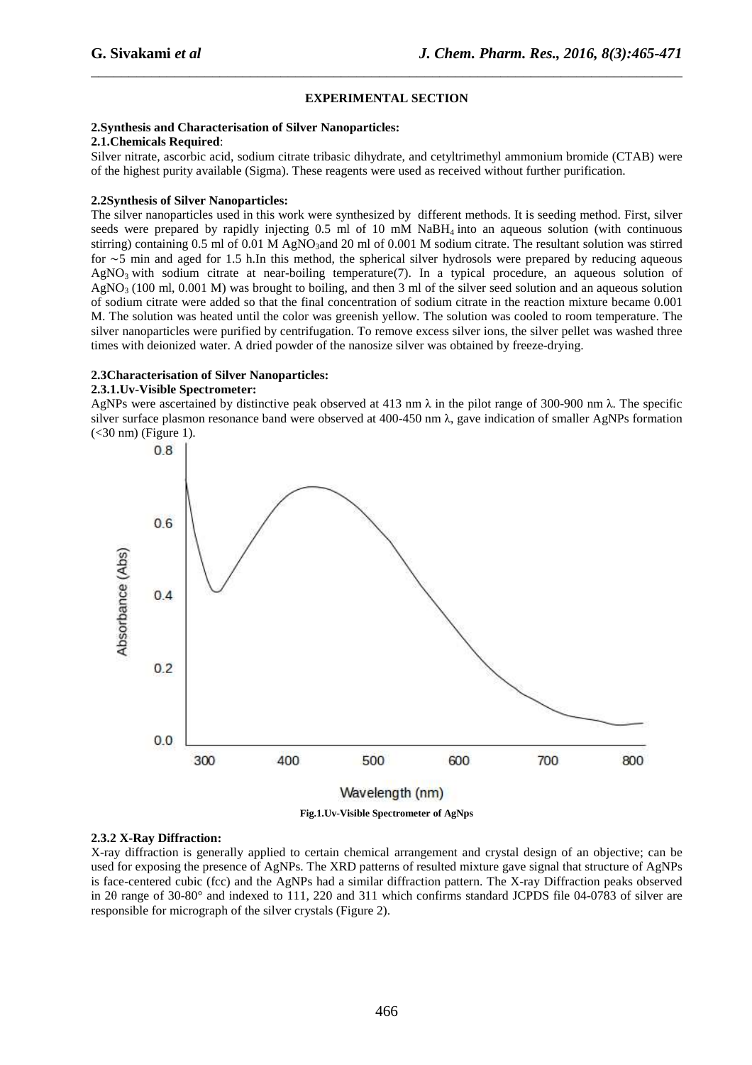## EXPERIMENTAL SECTION

### 2.Synthesis and Characterisation of Silver Nanoparticles:

#### 2.1.Chemicals Required:

Silver nitrate, ascorbic acid, sodium citrate tribasic dihydrate, and cetyltrimethyl ammonium bromide (CTAB) were of the highest purity available (Sigma). These reagents were used as received without further purification.

#### 2.2Synthesis of Silver Nanoparticles:

The silver nanoparticles used in this work were synthesized by different methods. It is seeding method. First, silver seeds were prepared by rapidly injecting 0.5 ml of 10 mM $NaBH_4$ into an aqueous solution (with continuous stirring) containing 0.5 ml of 0.01 M $AgNO_3$and 20 ml of 0.001 M sodium citrate. The resultant solution was stirred for ∼5 min and aged for 1.5 h.In this method, the spherical silver hydrosols were prepared by reducing aqueous $AgNO_3$ with sodium citrate at near-boiling temperature(7). In a typical procedure, an aqueous solution of $AgNO_3$ (100 ml, 0.001 M) was brought to boiling, and then 3 ml of the silver seed solution and an aqueous solution of sodium citrate were added so that the final concentration of sodium citrate in the reaction mixture became 0.001 M. The solution was heated until the color was greenish yellow. The solution was cooled to room temperature. The silver nanoparticles were purified by centrifugation. To remove excess silver ions, the silver pellet was washed three times with deionized water. A dried powder of the nanosize silver was obtained by freeze-drying.

#### 2.3Characterisation of Silver Nanoparticles:

##### 2.3.1.Uv-Visible Spectrometer:

AgNPs were ascertained by distinctive peak observed at 413 nm λ in the pilot range of 300-900 nm λ. The specific silver surface plasmon resonance band were observed at 400-450 nm λ, gave indication of smaller AgNPs formation (<30 nm) (Figure 1).

**Fig.1.Uv-Visible Spectrometer of AgNps**

##### 2.3.2 X-Ray Diffraction:

X-ray diffraction is generally applied to certain chemical arrangement and crystal design of an objective; can be used for exposing the presence of AgNPs. The XRD patterns of resulted mixture gave signal that structure of AgNPs is face-centered cubic (fcc) and the AgNPs had a similar diffraction pattern. The X-ray Diffraction peaks observed in 2θ range of 30-80° and indexed to 111, 220 and 311 which confirms standard JCPDS file 04-0783 of silver are responsible for micrograph of the silver crystals (Figure 2).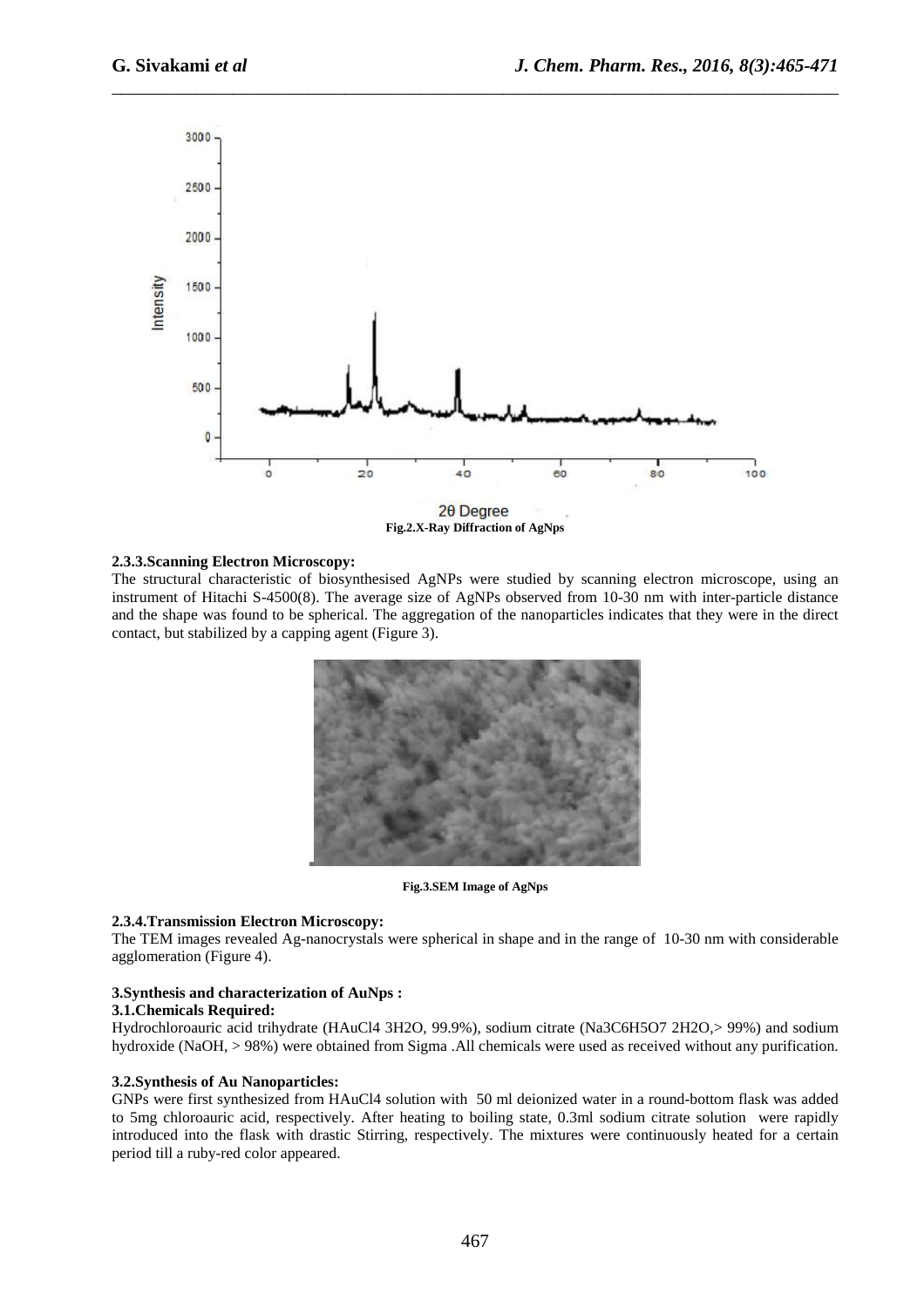Fig.2.X-Ray Diffraction of AgNps

**2.3.3.Scanning Electron Microscopy:**

The structural characteristic of biosynthesised AgNPs were studied by scanning electron microscope, using an instrument of Hitachi S-4500(8). The average size of AgNPs observed from 10-30 nm with inter-particle distance and the shape was found to be spherical. The aggregation of the nanoparticles indicates that they were in the direct contact, but stabilized by a capping agent (Figure 3).

Fig.3.SEM Image of AgNps

**2.3.4.Transmission Electron Microscopy:**

The TEM images revealed Ag-nanocrystals were spherical in shape and in the range of 10-30 nm with considerable agglomeration (Figure 4).

**3.Synthesis and characterization of AuNps :**

**3.1.Chemicals Required:**

Hydrochloroauric acid trihydrate ($HAuCl_4\ 3H_2O$, 99.9%), sodium citrate ($Na_3C_6H_5O_7\ 2H_2O$,> 99%) and sodium hydroxide (NaOH, > 98%) were obtained from Sigma .All chemicals were used as received without any purification.

**3.2.Synthesis of Au Nanoparticles:**

GNPs were first synthesized from $HAuCl_4$ solution with 50 ml deionized water in a round-bottom flask was added to 5mg chloroauric acid, respectively. After heating to boiling state, 0.3ml sodium citrate solution were rapidly introduced into the flask with drastic Stirring, respectively. The mixtures were continuously heated for a certain period till a ruby-red color appeared.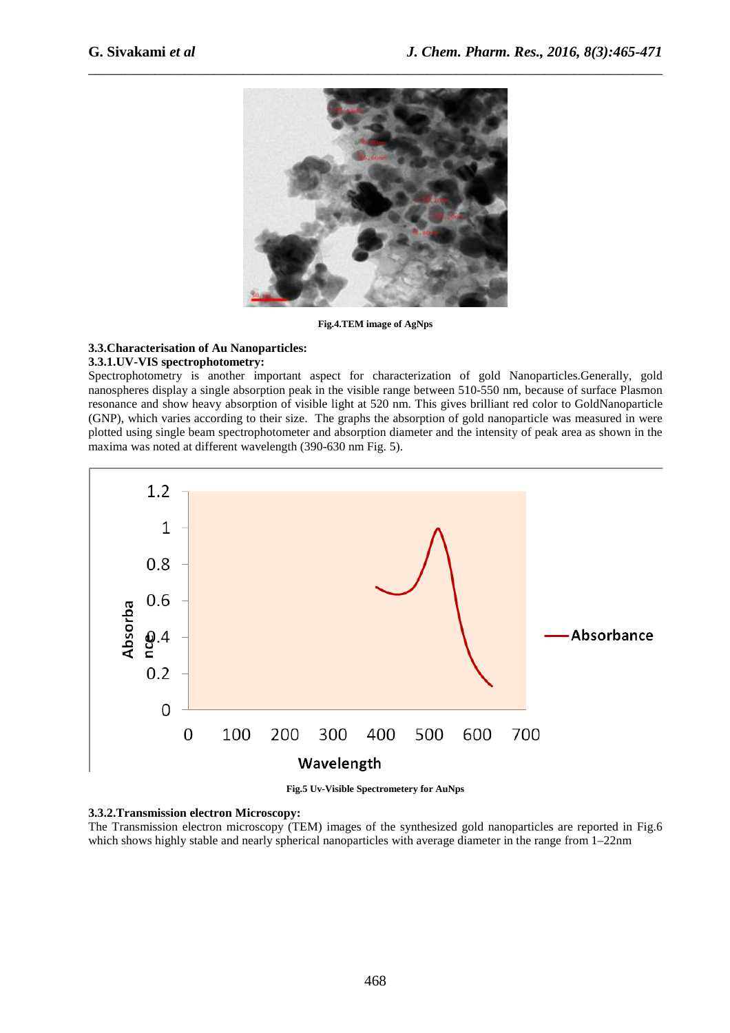Fig.4.TEM image of AgNps

### 3.3.Characterisation of Au Nanoparticles:

#### 3.3.1.UV-VIS spectrophotometry:

Spectrophotometry is another important aspect for characterization of gold Nanoparticles.Generally, gold nanospheres display a single absorption peak in the visible range between 510-550 nm, because of surface Plasmon resonance and show heavy absorption of visible light at 520 nm. This gives brilliant red color to GoldNanoparticle (GNP), which varies according to their size. The graphs the absorption of gold nanoparticle was measured in were plotted using single beam spectrophotometer and absorption diameter and the intensity of peak area as shown in the maxima was noted at different wavelength (390-630 nm Fig. 5).

Fig.5 Uv-Visible Spectrometery for AuNps

#### 3.3.2.Transmission electron Microscopy:

The Transmission electron microscopy (TEM) images of the synthesized gold nanoparticles are reported in Fig.6 which shows highly stable and nearly spherical nanoparticles with average diameter in the range from 1–22nm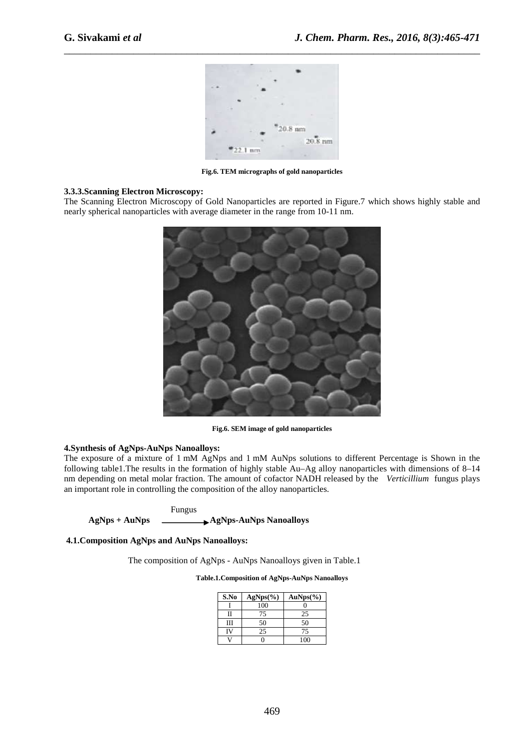Fig.6. TEM micrographs of gold nanoparticles

### 3.3.3.Scanning Electron Microscopy:

The Scanning Electron Microscopy of Gold Nanoparticles are reported in Figure.7 which shows highly stable and nearly spherical nanoparticles with average diameter in the range from 10-11 nm.

Fig.6. SEM image of gold nanoparticles

## 4.Synthesis of AgNps-AuNps Nanoalloys:

The exposure of a mixture of 1 mM AgNps and 1 mM AuNps solutions to different Percentage is Shown in the following table1.The results in the formation of highly stable Au–Ag alloy nanoparticles with dimensions of 8–14 nm depending on metal molar fraction. The amount of cofactor NADH released by the *Verticillium* fungus plays an important role in controlling the composition of the alloy nanoparticles.

$$\textbf{AgNps + AuNps} \xrightarrow{\text{Fungus}} \textbf{AgNps-AuNps Nanoalloys}$$

### 4.1.Composition AgNps and AuNps Nanoalloys:

The composition of AgNps - AuNps Nanoalloys given in Table.1

**Table.1.Composition of AgNps-AuNps Nanoalloys**

| S.No | AgNps(%) | AuNps(%) |
|---|---|---|
| I | 100 | 0 |
| II | 75 | 25 |
| III | 50 | 50 |
| IV | 25 | 75 |
| V | 0 | 100 |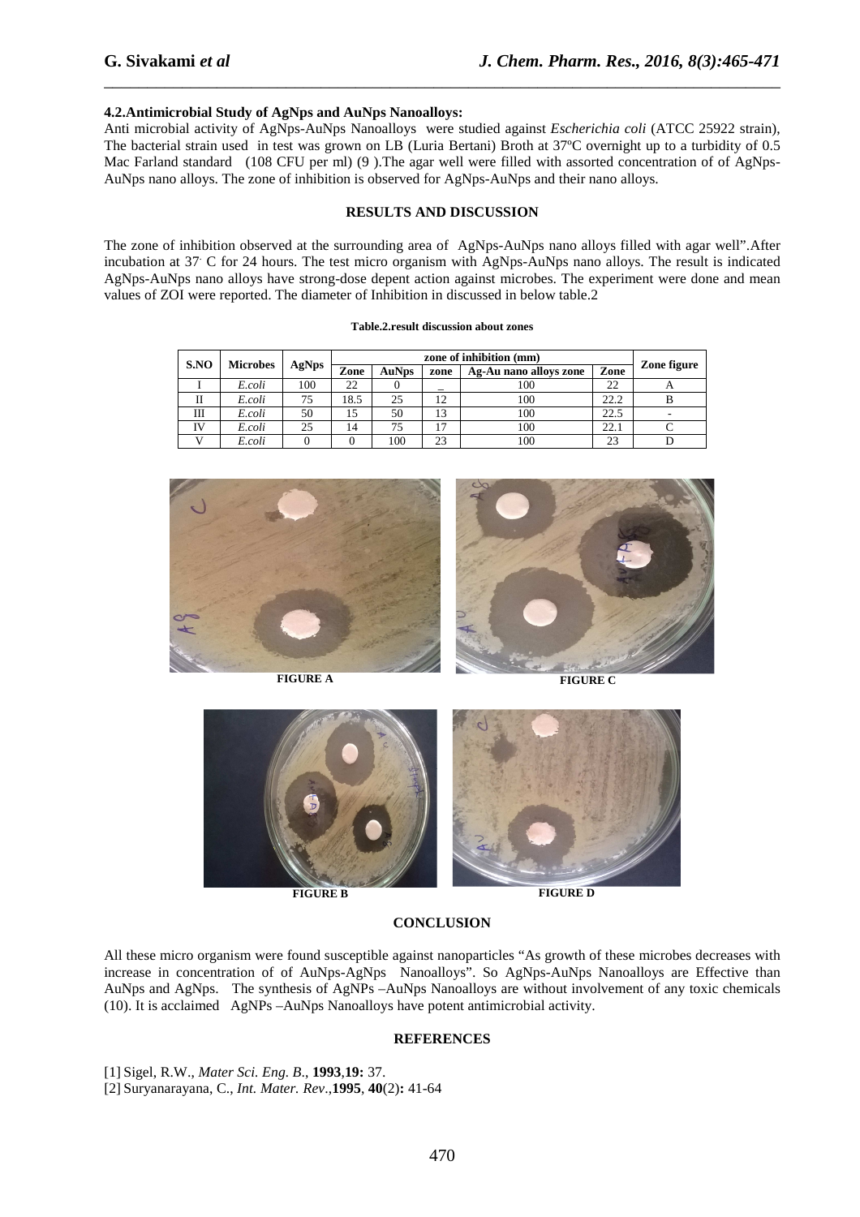### 4.2. Antimicrobial Study of AgNps and AuNps Nanoalloys:

Anti microbial activity of AgNps-AuNps Nanoalloys were studied against *Escherichia coli* (ATCC 25922 strain), The bacterial strain used in test was grown on LB (Luria Bertani) Broth at 37ºC overnight up to a turbidity of 0.5 Mac Farland standard (108 CFU per ml) (9 ).The agar well were filled with assorted concentration of of AgNps-AuNps nano alloys. The zone of inhibition is observed for AgNps-AuNps and their nano alloys.

## RESULTS AND DISCUSSION

The zone of inhibition observed at the surrounding area of AgNps-AuNps nano alloys filled with agar well".After incubation at 37· C for 24 hours. The test micro organism with AgNps-AuNps nano alloys. The result is indicated AgNps-AuNps nano alloys have strong-dose depent action against microbes. The experiment were done and mean values of ZOI were reported. The diameter of Inhibition in discussed in below table.2

**Table.2.result discussion about zones**

| S.NO | Microbes | AgNps | zone of inhibition (mm) | | | | | Zone figure |
|---|---|---|---|---|---|---|---|---|
| | | | Zone | AuNps | zone | Ag-Au nano alloys zone | Zone | |
| I | *E.coli* | 100 | 22 | 0 | _ | 100 | 22 | A |
| II | *E.coli* | 75 | 18.5 | 25 | 12 | 100 | 22.2 | B |
| III | *E.coli* | 50 | 15 | 50 | 13 | 100 | 22.5 | - |
| IV | *E.coli* | 25 | 14 | 75 | 17 | 100 | 22.1 | C |
| V | *E.coli* | 0 | 0 | 100 | 23 | 100 | 23 | D |

FIGURE A

FIGURE C

FIGURE B

FIGURE D

## CONCLUSION

All these micro organism were found susceptible against nanoparticles "As growth of these microbes decreases with increase in concentration of of AuNps-AgNps Nanoalloys". So AgNps-AuNps Nanoalloys are Effective than AuNps and AgNps. The synthesis of AgNPs –AuNps Nanoalloys are without involvement of any toxic chemicals (10). It is acclaimed AgNPs –AuNps Nanoalloys have potent antimicrobial activity.

## REFERENCES

[1] Sigel, R.W., *Mater Sci. Eng. B*., **1993**,**19:** 37.

[2] Suryanarayana, C., *Int. Mater. Rev*.,**1995**, **40**(2)**:** 41-64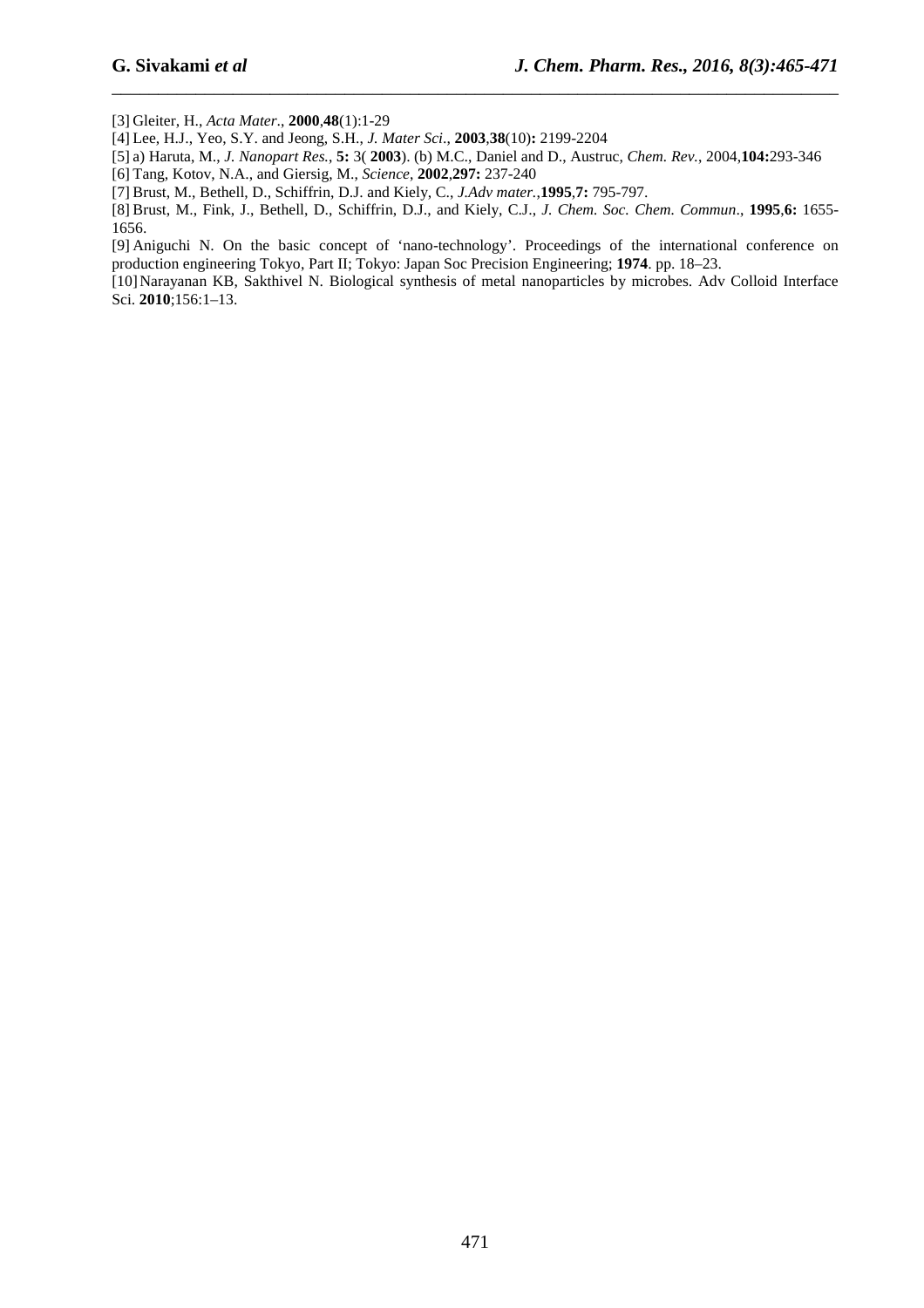[3] Gleiter, H., *Acta Mater*., **2000**,**48**(1):1-29

[4] Lee, H.J., Yeo, S.Y. and Jeong, S.H., *J. Mater Sci*., **2003**,**38**(10)**:** 2199-2204

[5] a) Haruta, M., *J. Nanopart Res.*, **5:** 3( **2003**). (b) M.C., Daniel and D., Austruc, *Chem. Rev.*, 2004,**104:**293-346

[6] Tang, Kotov, N.A., and Giersig, M., *Science,* **2002**,**297:** 237-240

[7] Brust, M., Bethell, D., Schiffrin, D.J. and Kiely, C., *J.Adv mater.*,**1995**,**7:** 795-797.

[8] Brust, M., Fink, J., Bethell, D., Schiffrin, D.J., and Kiely, C.J., *J. Chem. Soc. Chem. Commun*., **1995**,**6:** 1655-1656.

[9] Aniguchi N. On the basic concept of 'nano-technology'. Proceedings of the international conference on production engineering Tokyo, Part II; Tokyo: Japan Soc Precision Engineering; **1974**. pp. 18–23.

[10] Narayanan KB, Sakthivel N. Biological synthesis of metal nanoparticles by microbes. Adv Colloid Interface Sci. **2010**;156:1–13.